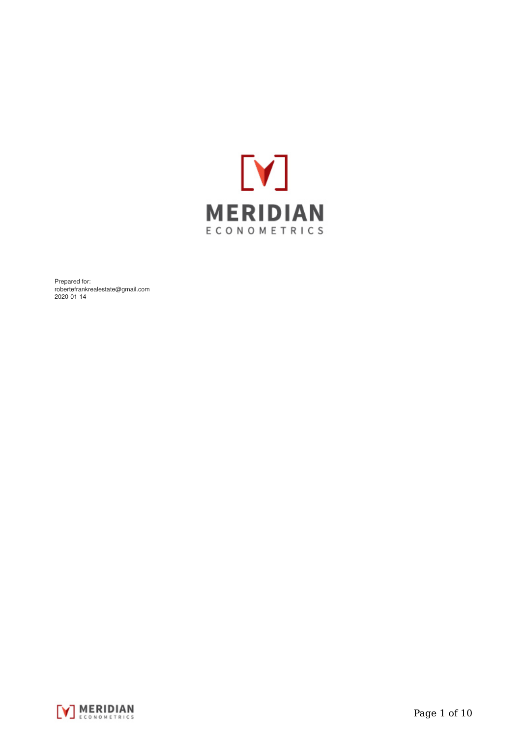MERIDIAN

ECONOMETRICS

Prepared for:
robertefrankrealestate@gmail.com
2020-01-14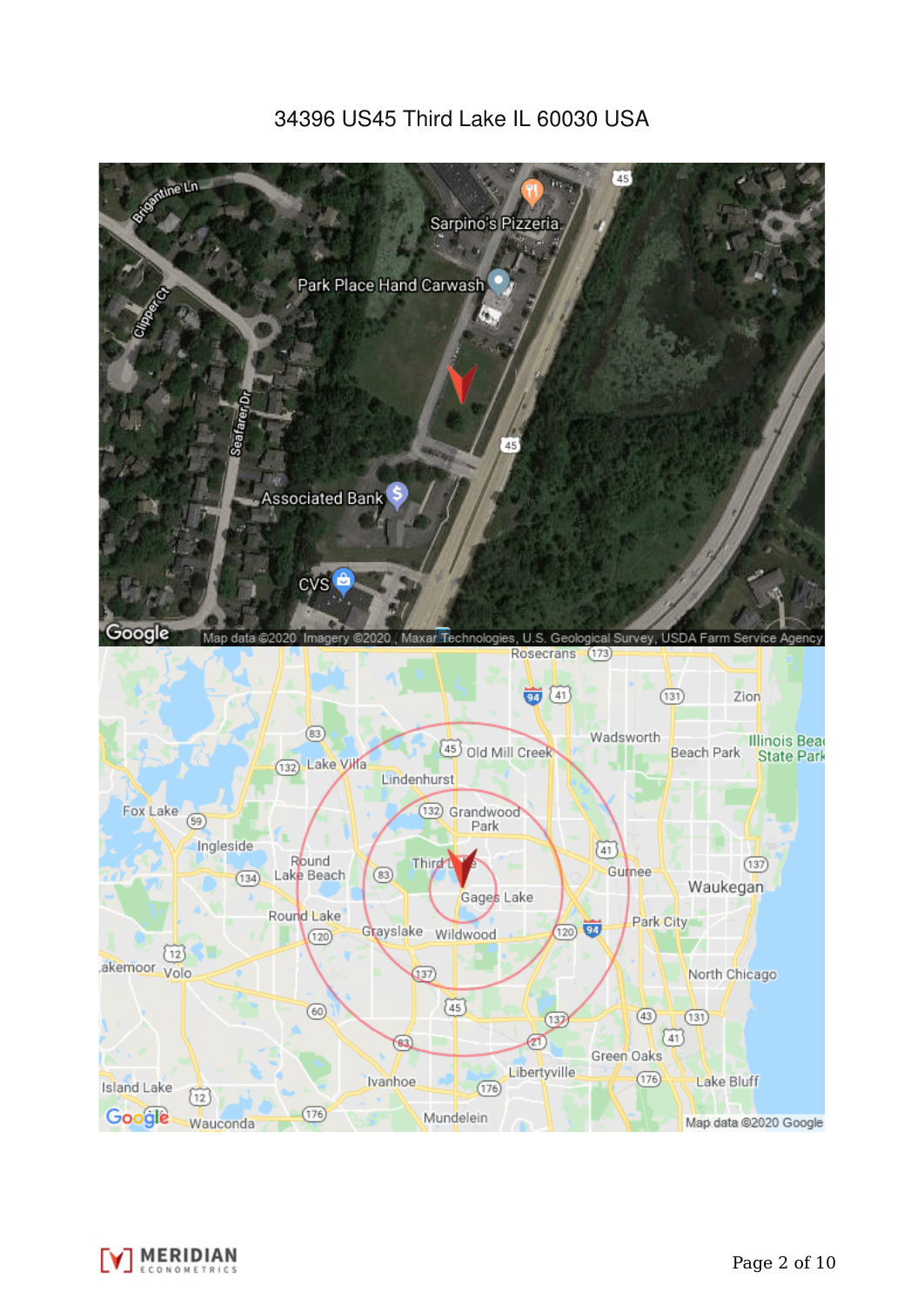34396 US45 Third Lake IL 60030 USA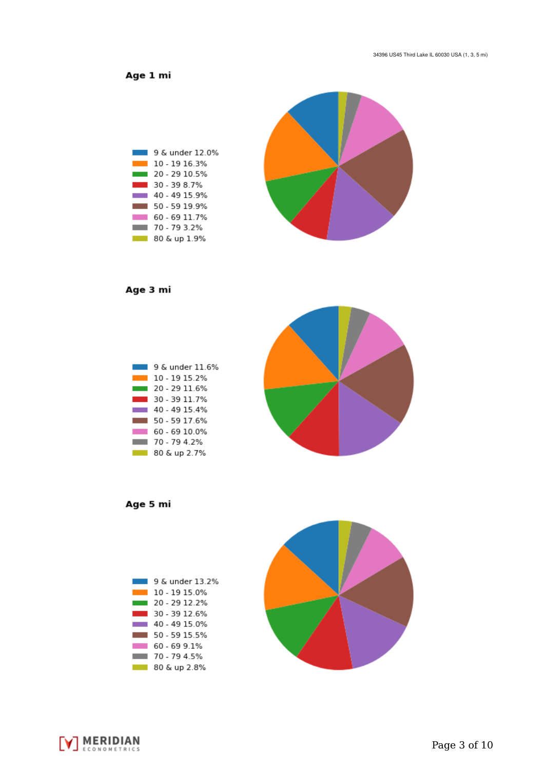## Age 1 mi

- 9 & under 12.0%
- 10 - 19 16.3%
- 20 - 29 10.5%
- 30 - 39 8.7%
- 40 - 49 15.9%
- 50 - 59 19.9%
- 60 - 69 11.7%
- 70 - 79 3.2%
- 80 & up 1.9%

## Age 3 mi

- 9 & under 11.6%
- 10 - 19 15.2%
- 20 - 29 11.6%
- 30 - 39 11.7%
- 40 - 49 15.4%
- 50 - 59 17.6%
- 60 - 69 10.0%
- 70 - 79 4.2%
- 80 & up 2.7%

## Age 5 mi

- 9 & under 13.2%
- 10 - 19 15.0%
- 20 - 29 12.2%
- 30 - 39 12.6%
- 40 - 49 15.0%
- 50 - 59 15.5%
- 60 - 69 9.1%
- 70 - 79 4.5%
- 80 & up 2.8%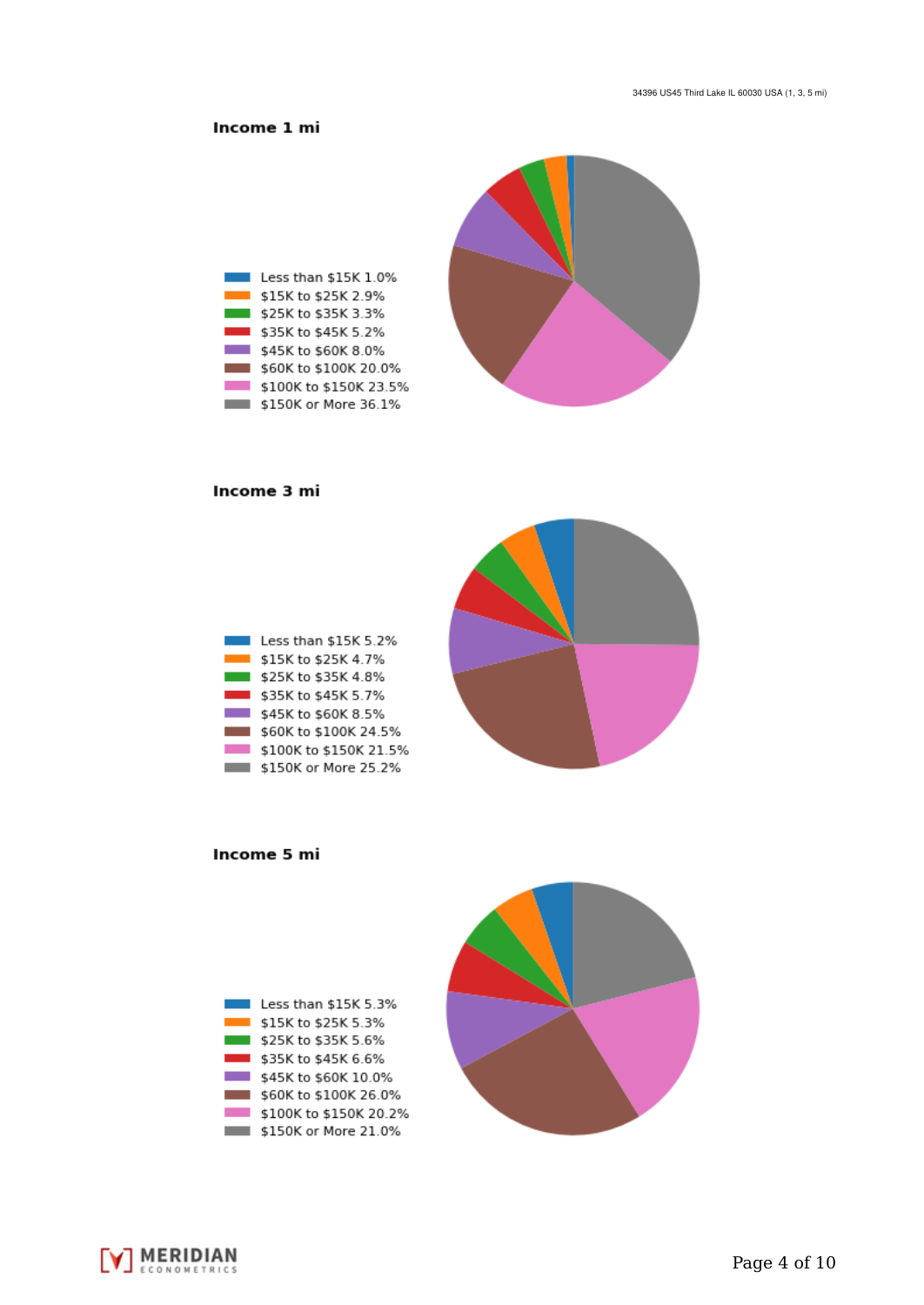34396 US45 Third Lake IL 60030 USA (1, 3, 5 mi)

## Income 1 mi

- Less than $15K 1.0%
- $15K to $25K 2.9%
- $25K to $35K 3.3%
- $35K to $45K 5.2%
- $45K to $60K 8.0%
- $60K to $100K 20.0%
- $100K to $150K 23.5%
- $150K or More 36.1%

## Income 3 mi

- Less than $15K 5.2%
- $15K to $25K 4.7%
- $25K to $35K 4.8%
- $35K to $45K 5.7%
- $45K to $60K 8.5%
- $60K to $100K 24.5%
- $100K to $150K 21.5%
- $150K or More 25.2%

## Income 5 mi

- Less than $15K 5.3%
- $15K to $25K 5.3%
- $25K to $35K 5.6%
- $35K to $45K 6.6%
- $45K to $60K 10.0%
- $60K to $100K 26.0%
- $100K to $150K 20.2%
- $150K or More 21.0%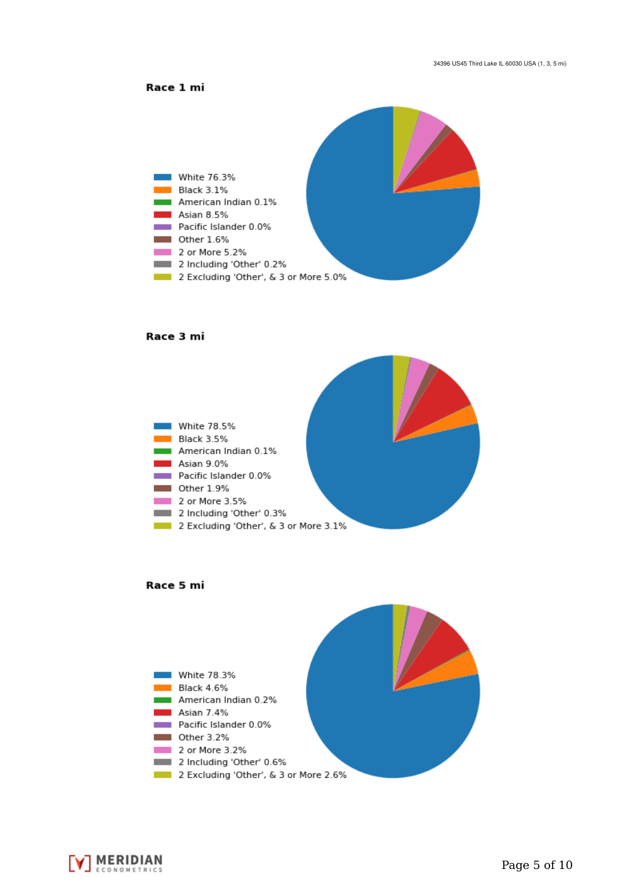## Race 1 mi

- White 76.3%
- Black 3.1%
- American Indian 0.1%
- Asian 8.5%
- Pacific Islander 0.0%
- Other 1.6%
- 2 or More 5.2%
- 2 Including 'Other' 0.2%
- 2 Excluding 'Other', & 3 or More 5.0%

## Race 3 mi

- White 78.5%
- Black 3.5%
- American Indian 0.1%
- Asian 9.0%
- Pacific Islander 0.0%
- Other 1.9%
- 2 or More 3.5%
- 2 Including 'Other' 0.3%
- 2 Excluding 'Other', & 3 or More 3.1%

## Race 5 mi

- White 78.3%
- Black 4.6%
- American Indian 0.2%
- Asian 7.4%
- Pacific Islander 0.0%
- Other 3.2%
- 2 or More 3.2%
- 2 Including 'Other' 0.6%
- 2 Excluding 'Other', & 3 or More 2.6%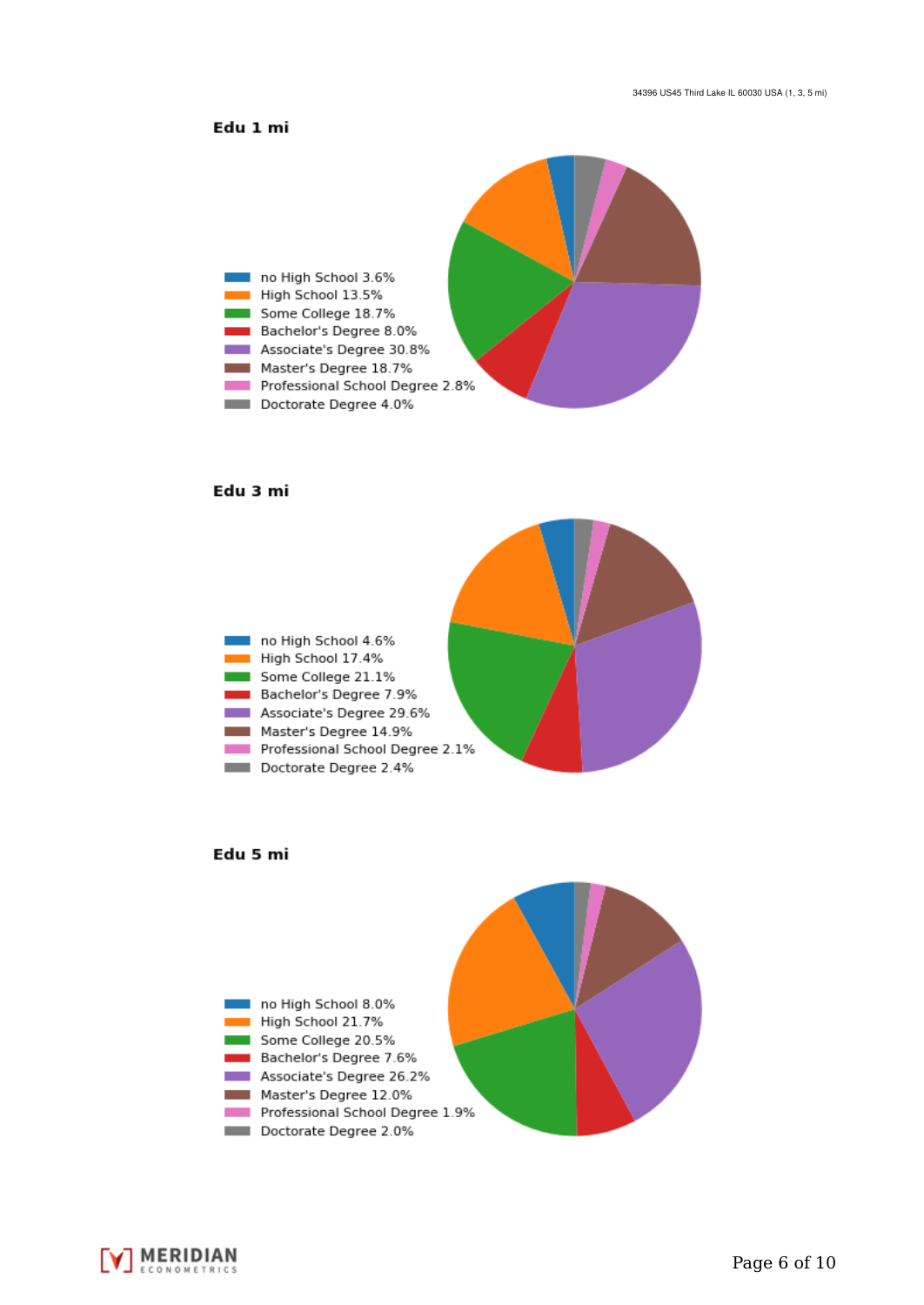34396 US45 Third Lake IL 60030 USA (1, 3, 5 mi)

**Edu 1 mi**

- no High School 3.6%
- High School 13.5%
- Some College 18.7%
- Bachelor's Degree 8.0%
- Associate's Degree 30.8%
- Master's Degree 18.7%
- Professional School Degree 2.8%
- Doctorate Degree 4.0%

**Edu 3 mi**

- no High School 4.6%
- High School 17.4%
- Some College 21.1%
- Bachelor's Degree 7.9%
- Associate's Degree 29.6%
- Master's Degree 14.9%
- Professional School Degree 2.1%
- Doctorate Degree 2.4%

**Edu 5 mi**

- no High School 8.0%
- High School 21.7%
- Some College 20.5%
- Bachelor's Degree 7.6%
- Associate's Degree 26.2%
- Master's Degree 12.0%
- Professional School Degree 1.9%
- Doctorate Degree 2.0%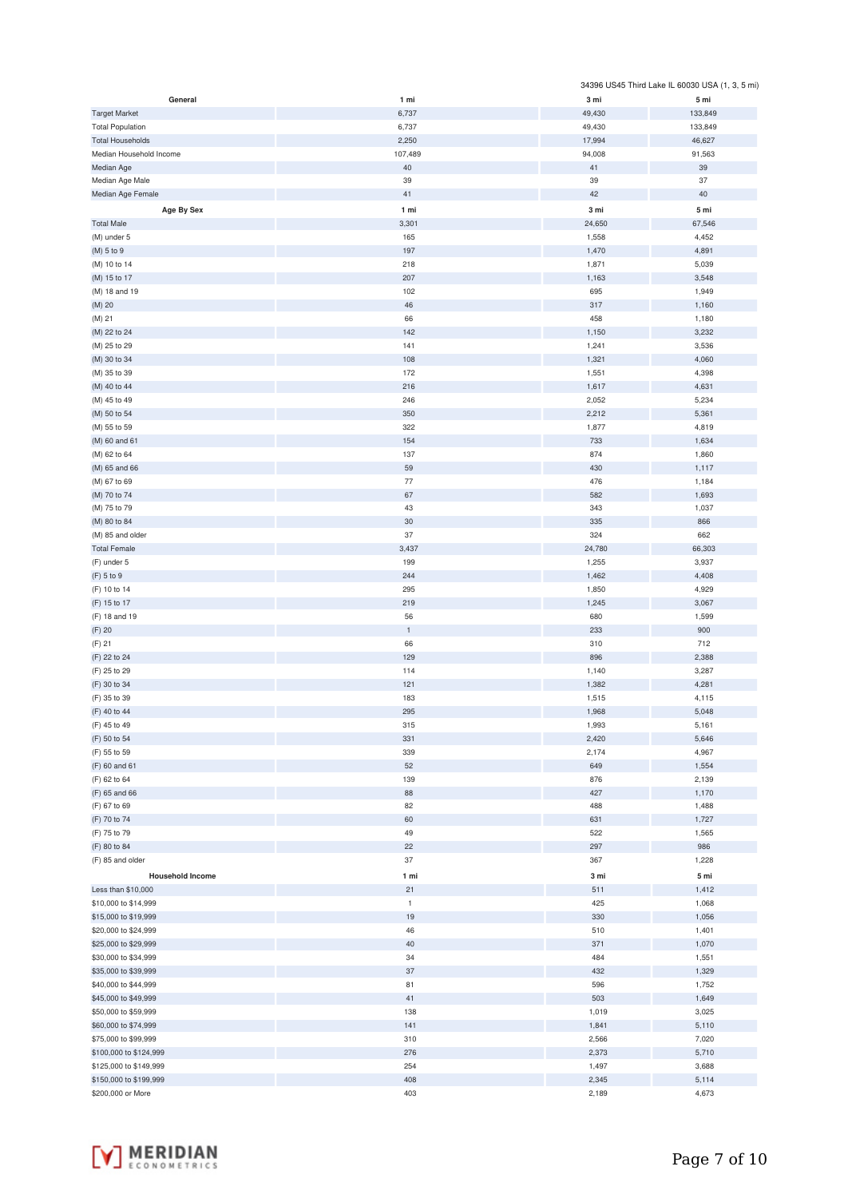34396 US45 Third Lake IL 60030 USA (1, 3, 5 mi)

| General | 1 mi | 3 mi | 5 mi |
|---|---|---|---|
| Target Market | 6,737 | 49,430 | 133,849 |
| Total Population | 6,737 | 49,430 | 133,849 |
| Total Households | 2,250 | 17,994 | 46,627 |
| Median Household Income | 107,489 | 94,008 | 91,563 |
| Median Age | 40 | 41 | 39 |
| Median Age Male | 39 | 39 | 37 |
| Median Age Female | 41 | 42 | 40 |

| Age By Sex | 1 mi | 3 mi | 5 mi |
|---|---|---|---|
| Total Male | 3,301 | 24,650 | 67,546 |
| (M) under 5 | 165 | 1,558 | 4,452 |
| (M) 5 to 9 | 197 | 1,470 | 4,891 |
| (M) 10 to 14 | 218 | 1,871 | 5,039 |
| (M) 15 to 17 | 207 | 1,163 | 3,548 |
| (M) 18 and 19 | 102 | 695 | 1,949 |
| (M) 20 | 46 | 317 | 1,160 |
| (M) 21 | 66 | 458 | 1,180 |
| (M) 22 to 24 | 142 | 1,150 | 3,232 |
| (M) 25 to 29 | 141 | 1,241 | 3,536 |
| (M) 30 to 34 | 108 | 1,321 | 4,060 |
| (M) 35 to 39 | 172 | 1,551 | 4,398 |
| (M) 40 to 44 | 216 | 1,617 | 4,631 |
| (M) 45 to 49 | 246 | 2,052 | 5,234 |
| (M) 50 to 54 | 350 | 2,212 | 5,361 |
| (M) 55 to 59 | 322 | 1,877 | 4,819 |
| (M) 60 and 61 | 154 | 733 | 1,634 |
| (M) 62 to 64 | 137 | 874 | 1,860 |
| (M) 65 and 66 | 59 | 430 | 1,117 |
| (M) 67 to 69 | 77 | 476 | 1,184 |
| (M) 70 to 74 | 67 | 582 | 1,693 |
| (M) 75 to 79 | 43 | 343 | 1,037 |
| (M) 80 to 84 | 30 | 335 | 866 |
| (M) 85 and older | 37 | 324 | 662 |
| Total Female | 3,437 | 24,780 | 66,303 |
| (F) under 5 | 199 | 1,255 | 3,937 |
| (F) 5 to 9 | 244 | 1,462 | 4,408 |
| (F) 10 to 14 | 295 | 1,850 | 4,929 |
| (F) 15 to 17 | 219 | 1,245 | 3,067 |
| (F) 18 and 19 | 56 | 680 | 1,599 |
| (F) 20 | 1 | 233 | 900 |
| (F) 21 | 66 | 310 | 712 |
| (F) 22 to 24 | 129 | 896 | 2,388 |
| (F) 25 to 29 | 114 | 1,140 | 3,287 |
| (F) 30 to 34 | 121 | 1,382 | 4,281 |
| (F) 35 to 39 | 183 | 1,515 | 4,115 |
| (F) 40 to 44 | 295 | 1,968 | 5,048 |
| (F) 45 to 49 | 315 | 1,993 | 5,161 |
| (F) 50 to 54 | 331 | 2,420 | 5,646 |
| (F) 55 to 59 | 339 | 2,174 | 4,967 |
| (F) 60 and 61 | 52 | 649 | 1,554 |
| (F) 62 to 64 | 139 | 876 | 2,139 |
| (F) 65 and 66 | 88 | 427 | 1,170 |
| (F) 67 to 69 | 82 | 488 | 1,488 |
| (F) 70 to 74 | 60 | 631 | 1,727 |
| (F) 75 to 79 | 49 | 522 | 1,565 |
| (F) 80 to 84 | 22 | 297 | 986 |
| (F) 85 and older | 37 | 367 | 1,228 |

| Household Income | 1 mi | 3 mi | 5 mi |
|---|---|---|---|
| Less than $10,000 | 21 | 511 | 1,412 |
| $10,000 to $14,999 | 1 | 425 | 1,068 |
| $15,000 to $19,999 | 19 | 330 | 1,056 |
| $20,000 to $24,999 | 46 | 510 | 1,401 |
| $25,000 to $29,999 | 40 | 371 | 1,070 |
| $30,000 to $34,999 | 34 | 484 | 1,551 |
| $35,000 to $39,999 | 37 | 432 | 1,329 |
| $40,000 to $44,999 | 81 | 596 | 1,752 |
| $45,000 to $49,999 | 41 | 503 | 1,649 |
| $50,000 to $59,999 | 138 | 1,019 | 3,025 |
| $60,000 to $74,999 | 141 | 1,841 | 5,110 |
| $75,000 to $99,999 | 310 | 2,566 | 7,020 |
| $100,000 to $124,999 | 276 | 2,373 | 5,710 |
| $125,000 to $149,999 | 254 | 1,497 | 3,688 |
| $150,000 to $199,999 | 408 | 2,345 | 5,114 |
| $200,000 or More | 403 | 2,189 | 4,673 |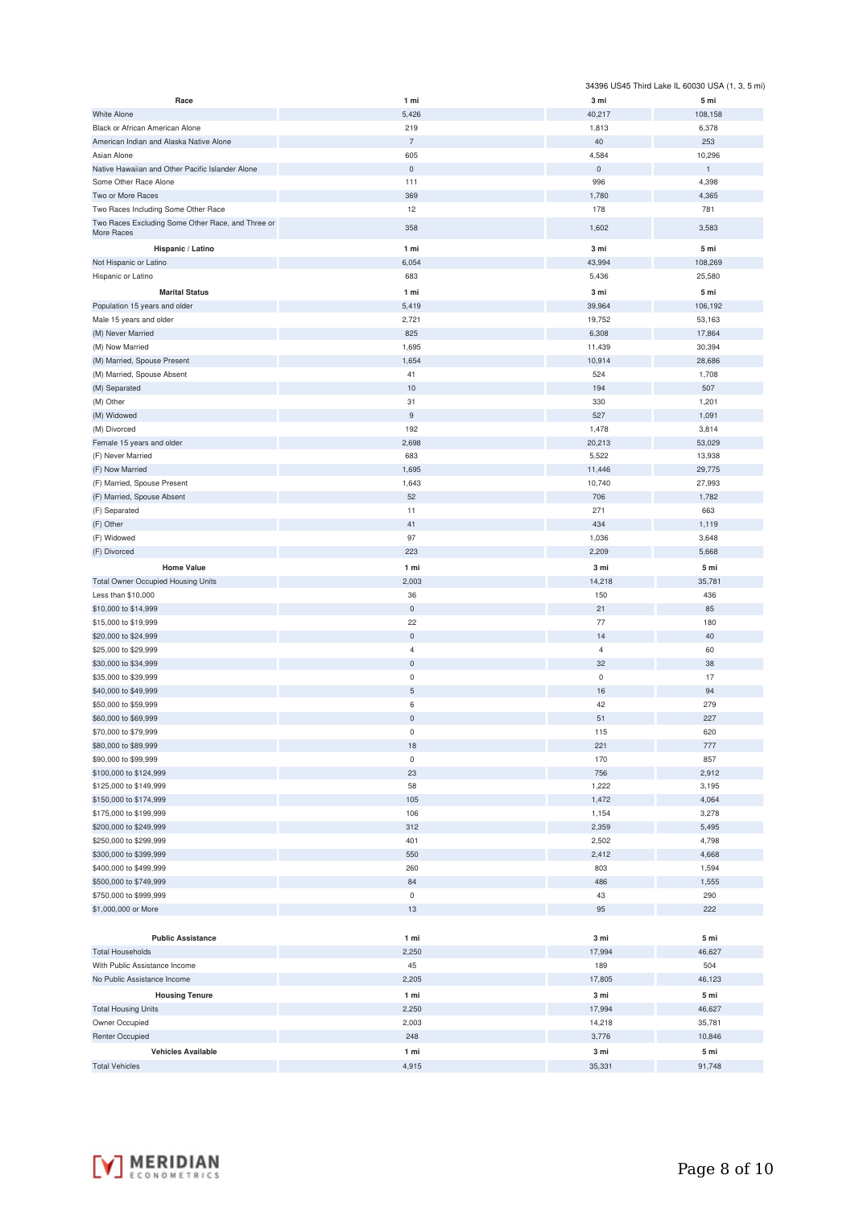34396 US45 Third Lake IL 60030 USA (1, 3, 5 mi)

| Race | 1 mi | 3 mi | 5 mi |
| --- | --- | --- | --- |
| White Alone | 5,426 | 40,217 | 108,158 |
| Black or African American Alone | 219 | 1,813 | 6,378 |
| American Indian and Alaska Native Alone | 7 | 40 | 253 |
| Asian Alone | 605 | 4,584 | 10,296 |
| Native Hawaiian and Other Pacific Islander Alone | 0 | 0 | 1 |
| Some Other Race Alone | 111 | 996 | 4,398 |
| Two or More Races | 369 | 1,780 | 4,365 |
| Two Races Including Some Other Race | 12 | 178 | 781 |
| Two Races Excluding Some Other Race, and Three or More Races | 358 | 1,602 | 3,583 |

| Hispanic / Latino | 1 mi | 3 mi | 5 mi |
| --- | --- | --- | --- |
| Not Hispanic or Latino | 6,054 | 43,994 | 108,269 |
| Hispanic or Latino | 683 | 5,436 | 25,580 |

| Marital Status | 1 mi | 3 mi | 5 mi |
| --- | --- | --- | --- |
| Population 15 years and older | 5,419 | 39,964 | 106,192 |
| Male 15 years and older | 2,721 | 19,752 | 53,163 |
| (M) Never Married | 825 | 6,308 | 17,864 |
| (M) Now Married | 1,695 | 11,439 | 30,394 |
| (M) Married, Spouse Present | 1,654 | 10,914 | 28,686 |
| (M) Married, Spouse Absent | 41 | 524 | 1,708 |
| (M) Separated | 10 | 194 | 507 |
| (M) Other | 31 | 330 | 1,201 |
| (M) Widowed | 9 | 527 | 1,091 |
| (M) Divorced | 192 | 1,478 | 3,814 |
| Female 15 years and older | 2,698 | 20,213 | 53,029 |
| (F) Never Married | 683 | 5,522 | 13,938 |
| (F) Now Married | 1,695 | 11,446 | 29,775 |
| (F) Married, Spouse Present | 1,643 | 10,740 | 27,993 |
| (F) Married, Spouse Absent | 52 | 706 | 1,782 |
| (F) Separated | 11 | 271 | 663 |
| (F) Other | 41 | 434 | 1,119 |
| (F) Widowed | 97 | 1,036 | 3,648 |
| (F) Divorced | 223 | 2,209 | 5,668 |

| Home Value | 1 mi | 3 mi | 5 mi |
| --- | --- | --- | --- |
| Total Owner Occupied Housing Units | 2,003 | 14,218 | 35,781 |
| Less than $10,000 | 36 | 150 | 436 |
| $10,000 to $14,999 | 0 | 21 | 85 |
| $15,000 to $19,999 | 22 | 77 | 180 |
| $20,000 to $24,999 | 0 | 14 | 40 |
| $25,000 to $29,999 | 4 | 4 | 60 |
| $30,000 to $34,999 | 0 | 32 | 38 |
| $35,000 to $39,999 | 0 | 0 | 17 |
| $40,000 to $49,999 | 5 | 16 | 94 |
| $50,000 to $59,999 | 6 | 42 | 279 |
| $60,000 to $69,999 | 0 | 51 | 227 |
| $70,000 to $79,999 | 0 | 115 | 620 |
| $80,000 to $89,999 | 18 | 221 | 777 |
| $90,000 to $99,999 | 0 | 170 | 857 |
| $100,000 to $124,999 | 23 | 756 | 2,912 |
| $125,000 to $149,999 | 58 | 1,222 | 3,195 |
| $150,000 to $174,999 | 105 | 1,472 | 4,064 |
| $175,000 to $199,999 | 106 | 1,154 | 3,278 |
| $200,000 to $249,999 | 312 | 2,359 | 5,495 |
| $250,000 to $299,999 | 401 | 2,502 | 4,798 |
| $300,000 to $399,999 | 550 | 2,412 | 4,668 |
| $400,000 to $499,999 | 260 | 803 | 1,594 |
| $500,000 to $749,999 | 84 | 486 | 1,555 |
| $750,000 to $999,999 | 0 | 43 | 290 |
| $1,000,000 or More | 13 | 95 | 222 |

| Public Assistance | 1 mi | 3 mi | 5 mi |
| --- | --- | --- | --- |
| Total Households | 2,250 | 17,994 | 46,627 |
| With Public Assistance Income | 45 | 189 | 504 |
| No Public Assistance Income | 2,205 | 17,805 | 46,123 |

| Housing Tenure | 1 mi | 3 mi | 5 mi |
| --- | --- | --- | --- |
| Total Housing Units | 2,250 | 17,994 | 46,627 |
| Owner Occupied | 2,003 | 14,218 | 35,781 |
| Renter Occupied | 248 | 3,776 | 10,846 |

| Vehicles Available | 1 mi | 3 mi | 5 mi |
| --- | --- | --- | --- |
| Total Vehicles | 4,915 | 35,331 | 91,748 |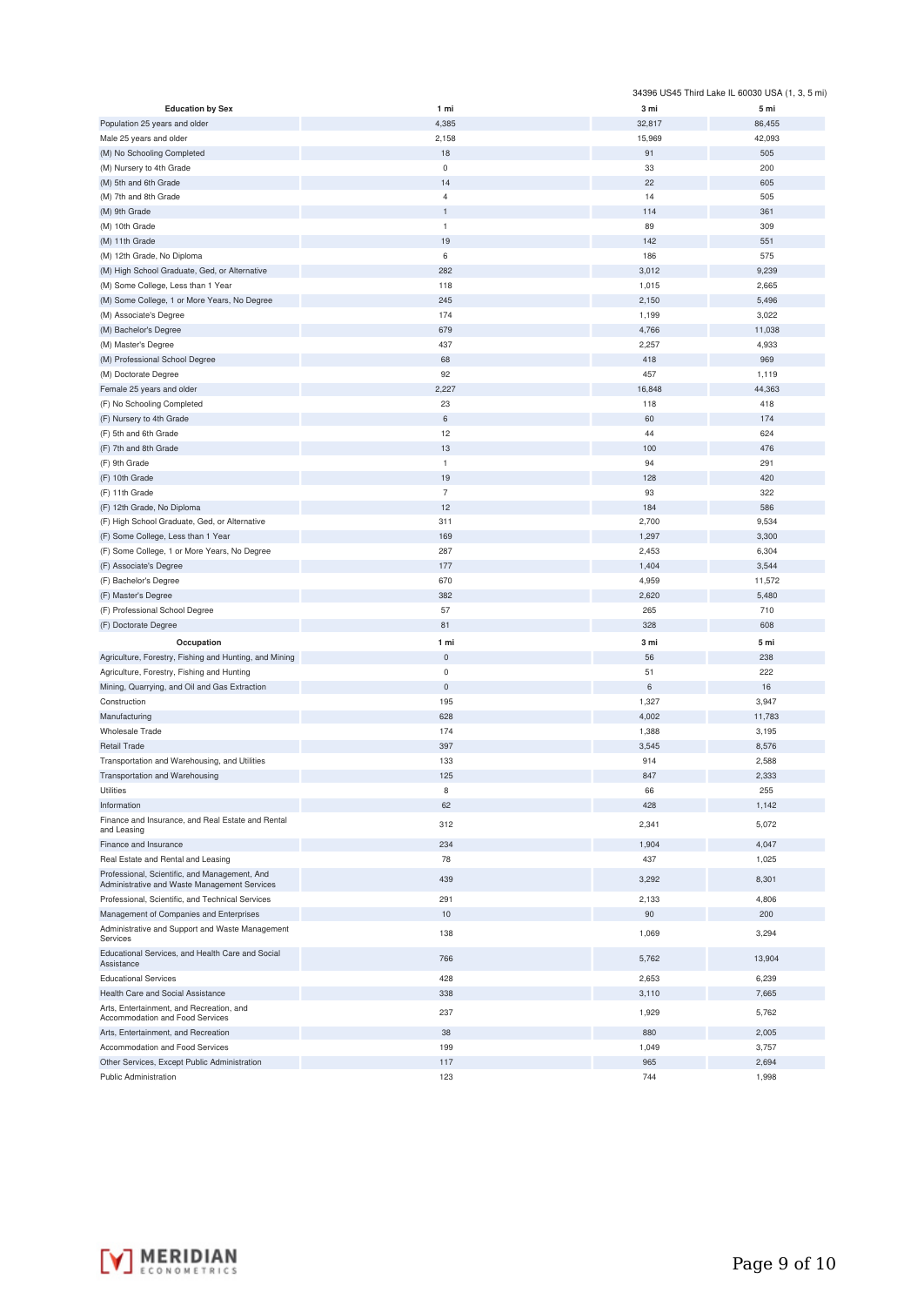34396 US45 Third Lake IL 60030 USA (1, 3, 5 mi)

| Education by Sex | 1 mi | 3 mi | 5 mi |
|---|---|---|---|
| Population 25 years and older | 4,385 | 32,817 | 86,455 |
| Male 25 years and older | 2,158 | 15,969 | 42,093 |
| (M) No Schooling Completed | 18 | 91 | 505 |
| (M) Nursery to 4th Grade | 0 | 33 | 200 |
| (M) 5th and 6th Grade | 14 | 22 | 605 |
| (M) 7th and 8th Grade | 4 | 14 | 505 |
| (M) 9th Grade | 1 | 114 | 361 |
| (M) 10th Grade | 1 | 89 | 309 |
| (M) 11th Grade | 19 | 142 | 551 |
| (M) 12th Grade, No Diploma | 6 | 186 | 575 |
| (M) High School Graduate, Ged, or Alternative | 282 | 3,012 | 9,239 |
| (M) Some College, Less than 1 Year | 118 | 1,015 | 2,665 |
| (M) Some College, 1 or More Years, No Degree | 245 | 2,150 | 5,496 |
| (M) Associate's Degree | 174 | 1,199 | 3,022 |
| (M) Bachelor's Degree | 679 | 4,766 | 11,038 |
| (M) Master's Degree | 437 | 2,257 | 4,933 |
| (M) Professional School Degree | 68 | 418 | 969 |
| (M) Doctorate Degree | 92 | 457 | 1,119 |
| Female 25 years and older | 2,227 | 16,848 | 44,363 |
| (F) No Schooling Completed | 23 | 118 | 418 |
| (F) Nursery to 4th Grade | 6 | 60 | 174 |
| (F) 5th and 6th Grade | 12 | 44 | 624 |
| (F) 7th and 8th Grade | 13 | 100 | 476 |
| (F) 9th Grade | 1 | 94 | 291 |
| (F) 10th Grade | 19 | 128 | 420 |
| (F) 11th Grade | 7 | 93 | 322 |
| (F) 12th Grade, No Diploma | 12 | 184 | 586 |
| (F) High School Graduate, Ged, or Alternative | 311 | 2,700 | 9,534 |
| (F) Some College, Less than 1 Year | 169 | 1,297 | 3,300 |
| (F) Some College, 1 or More Years, No Degree | 287 | 2,453 | 6,304 |
| (F) Associate's Degree | 177 | 1,404 | 3,544 |
| (F) Bachelor's Degree | 670 | 4,959 | 11,572 |
| (F) Master's Degree | 382 | 2,620 | 5,480 |
| (F) Professional School Degree | 57 | 265 | 710 |
| (F) Doctorate Degree | 81 | 328 | 608 |

| Occupation | 1 mi | 3 mi | 5 mi |
|---|---|---|---|
| Agriculture, Forestry, Fishing and Hunting, and Mining | 0 | 56 | 238 |
| Agriculture, Forestry, Fishing and Hunting | 0 | 51 | 222 |
| Mining, Quarrying, and Oil and Gas Extraction | 0 | 6 | 16 |
| Construction | 195 | 1,327 | 3,947 |
| Manufacturing | 628 | 4,002 | 11,783 |
| Wholesale Trade | 174 | 1,388 | 3,195 |
| Retail Trade | 397 | 3,545 | 8,576 |
| Transportation and Warehousing, and Utilities | 133 | 914 | 2,588 |
| Transportation and Warehousing | 125 | 847 | 2,333 |
| Utilities | 8 | 66 | 255 |
| Information | 62 | 428 | 1,142 |
| Finance and Insurance, and Real Estate and Rental and Leasing | 312 | 2,341 | 5,072 |
| Finance and Insurance | 234 | 1,904 | 4,047 |
| Real Estate and Rental and Leasing | 78 | 437 | 1,025 |
| Professional, Scientific, and Management, And Administrative and Waste Management Services | 439 | 3,292 | 8,301 |
| Professional, Scientific, and Technical Services | 291 | 2,133 | 4,806 |
| Management of Companies and Enterprises | 10 | 90 | 200 |
| Administrative and Support and Waste Management Services | 138 | 1,069 | 3,294 |
| Educational Services, and Health Care and Social Assistance | 766 | 5,762 | 13,904 |
| Educational Services | 428 | 2,653 | 6,239 |
| Health Care and Social Assistance | 338 | 3,110 | 7,665 |
| Arts, Entertainment, and Recreation, and Accommodation and Food Services | 237 | 1,929 | 5,762 |
| Arts, Entertainment, and Recreation | 38 | 880 | 2,005 |
| Accommodation and Food Services | 199 | 1,049 | 3,757 |
| Other Services, Except Public Administration | 117 | 965 | 2,694 |
| Public Administration | 123 | 744 | 1,998 |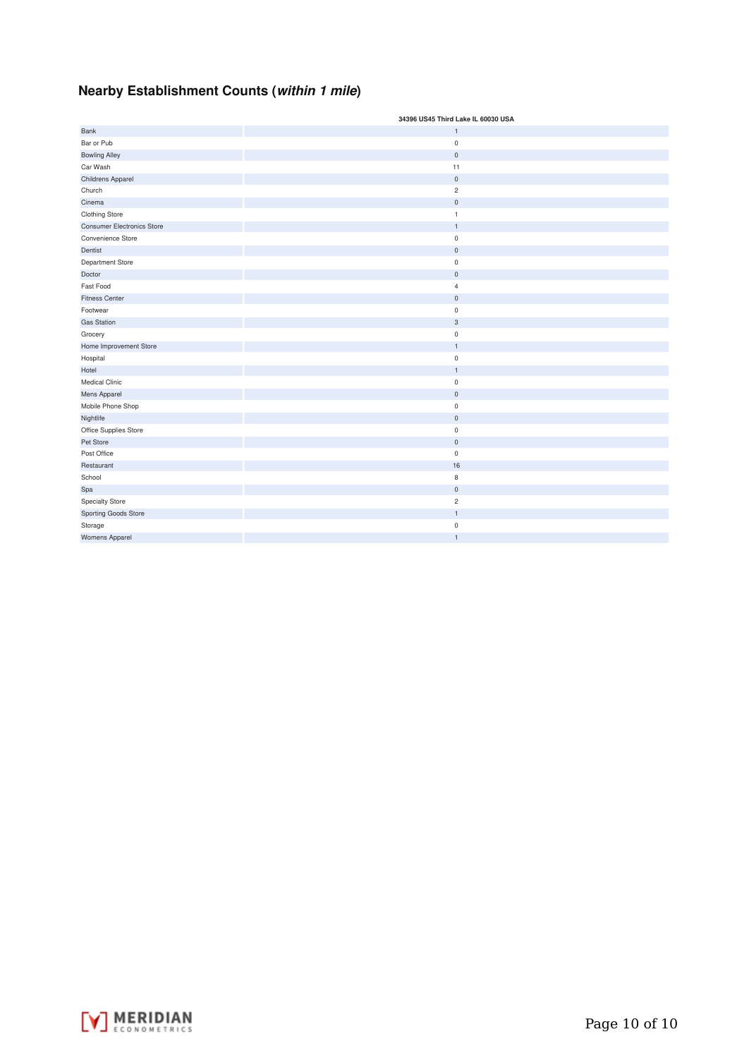## Nearby Establishment Counts (*within 1 mile*)

| | 34396 US45 Third Lake IL 60030 USA |
|---|---|
| Bank | 1 |
| Bar or Pub | 0 |
| Bowling Alley | 0 |
| Car Wash | 11 |
| Childrens Apparel | 0 |
| Church | 2 |
| Cinema | 0 |
| Clothing Store | 1 |
| Consumer Electronics Store | 1 |
| Convenience Store | 0 |
| Dentist | 0 |
| Department Store | 0 |
| Doctor | 0 |
| Fast Food | 4 |
| Fitness Center | 0 |
| Footwear | 0 |
| Gas Station | 3 |
| Grocery | 0 |
| Home Improvement Store | 1 |
| Hospital | 0 |
| Hotel | 1 |
| Medical Clinic | 0 |
| Mens Apparel | 0 |
| Mobile Phone Shop | 0 |
| Nightlife | 0 |
| Office Supplies Store | 0 |
| Pet Store | 0 |
| Post Office | 0 |
| Restaurant | 16 |
| School | 8 |
| Spa | 0 |
| Specialty Store | 2 |
| Sporting Goods Store | 1 |
| Storage | 0 |
| Womens Apparel | 1 |